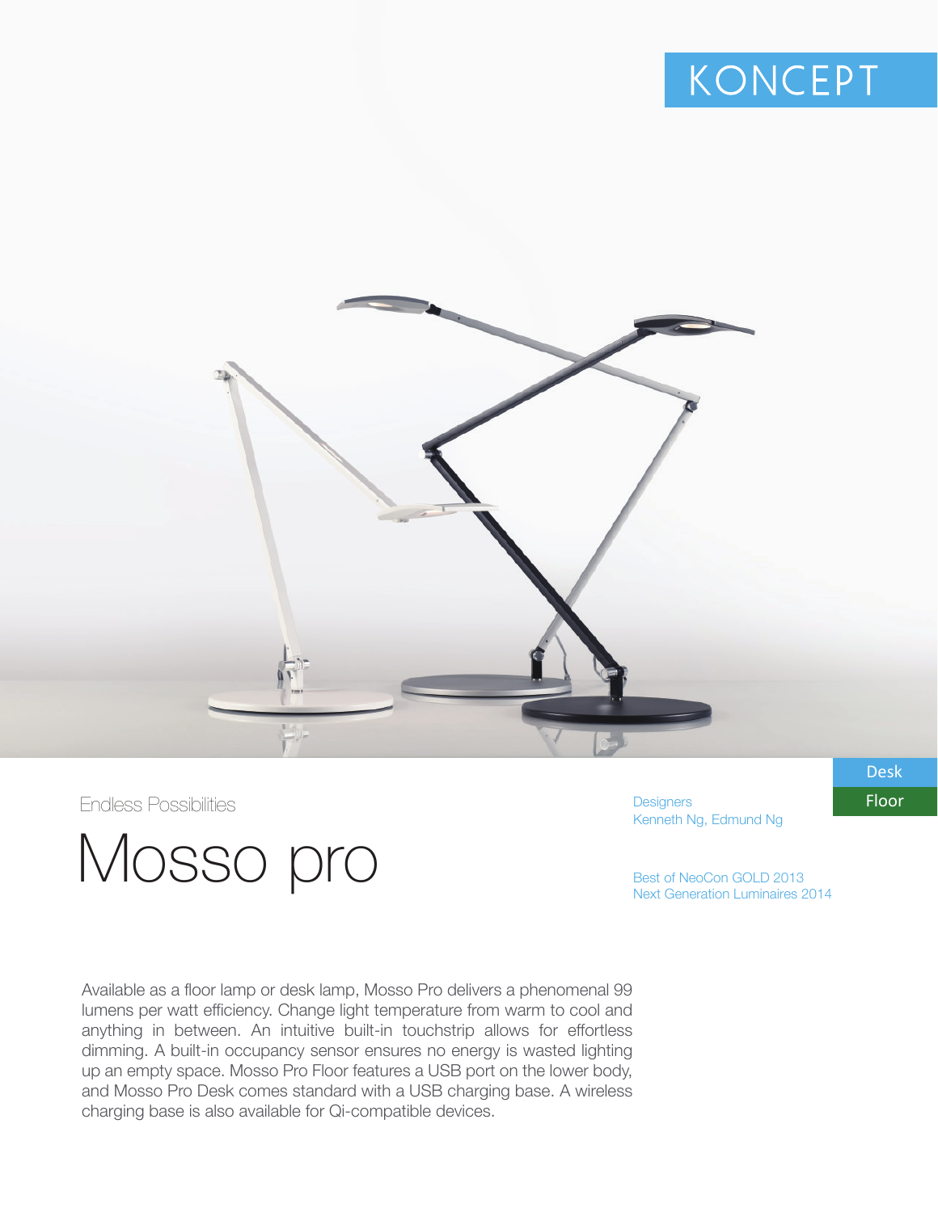KONCEPT

Endless Possibilities

# Mosso pro

Designers
Kenneth Ng, Edmund Ng

Best of NeoCon GOLD 2013
Next Generation Luminaires 2014

Desk
Floor

Available as a floor lamp or desk lamp, Mosso Pro delivers a phenomenal 99 lumens per watt efficiency. Change light temperature from warm to cool and anything in between. An intuitive built-in touchstrip allows for effortless dimming. A built-in occupancy sensor ensures no energy is wasted lighting up an empty space. Mosso Pro Floor features a USB port on the lower body, and Mosso Pro Desk comes standard with a USB charging base. A wireless charging base is also available for Qi-compatible devices.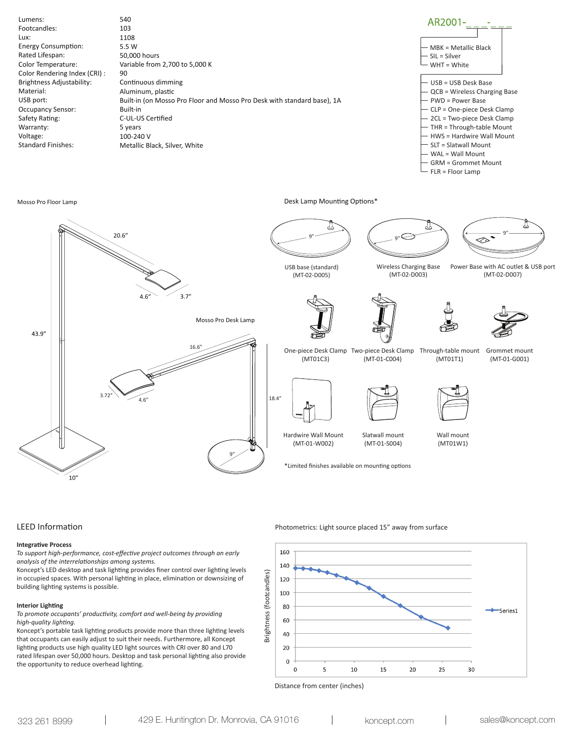| | |
|---|---|
| Lumens: | 540 |
| Footcandles: | 103 |
| Lux: | 1108 |
| Energy Consumption: | 5.5 W |
| Rated Lifespan: | 50,000 hours |
| Color Temperature: | Variable from 2,700 to 5,000 K |
| Color Rendering Index (CRI) : | 90 |
| Brightness Adjustability: | Continuous dimming |
| Material: | Aluminum, plastic |
| USB port: | Built-in (on Mosso Pro Floor and Mosso Pro Desk with standard base), 1A |
| Occupancy Sensor: | Built-in |
| Safety Rating: | C-UL-US Certified |
| Warranty: | 5 years |
| Voltage: | 100-240 V |
| Standard Finishes: | Metallic Black, Silver, White |

AR2001-_ _ _-_ _ _

- MBK = Metallic Black
- SIL = Silver
- WHT = White

- USB = USB Desk Base
- QCB = Wireless Charging Base
- PWD = Power Base
- CLP = One-piece Desk Clamp
- 2CL = Two-piece Desk Clamp
- THR = Through-table Mount
- HWS = Hardwire Wall Mount
- SLT = Slatwall Mount
- WAL = Wall Mount
- GRM = Grommet Mount
- FLR = Floor Lamp

Mosso Pro Floor Lamp

20.6″
4.6″
3.7″
43.9″
10″

Mosso Pro Desk Lamp

16.6″
3.72″
4.6″
18.4″
9″

Desk Lamp Mounting Options*

9″
USB base (standard)
(MT-02-D005)

9″
Wireless Charging Base
(MT-02-D003)

9″
Power Base with AC outlet & USB port
(MT-02-D007)

One-piece Desk Clamp
(MT01C3)

Two-piece Desk Clamp
(MT-01-C004)

Through-table mount
(MT01T1)

Grommet mount
(MT-01-G001)

Hardwire Wall Mount
(MT-01-W002)

Slatwall mount
(MT-01-S004)

Wall mount
(MT01W1)

*Limited finishes available on mounting options

## LEED Information

**Integrative Process**

*To support high-performance, cost-effective project outcomes through an early analysis of the interrelationships among systems.*

Koncept's LED desktop and task lighting provides finer control over lighting levels in occupied spaces. With personal lighting in place, elimination or downsizing of building lighting systems is possible.

**Interior Lighting**

*To promote occupants' productivity, comfort and well-being by providing high-quality lighting.*

Koncept's portable task lighting products provide more than three lighting levels that occupants can easily adjust to suit their needs. Furthermore, all Koncept lighting products use high quality LED light sources with CRI over 80 and L70 rated lifespan over 50,000 hours. Desktop and task personal lighting also provide the opportunity to reduce overhead lighting.

Photometrics: Light source placed 15″ away from surface

Brightness (footcandles)
160
140
120
100
80
60
40
20
0

0 5 10 15 20 25 30

Distance from center (inches)

Series1

323 261 8999 | 429 E. Huntington Dr. Monrovia, CA 91016 | koncept.com | sales@koncept.com